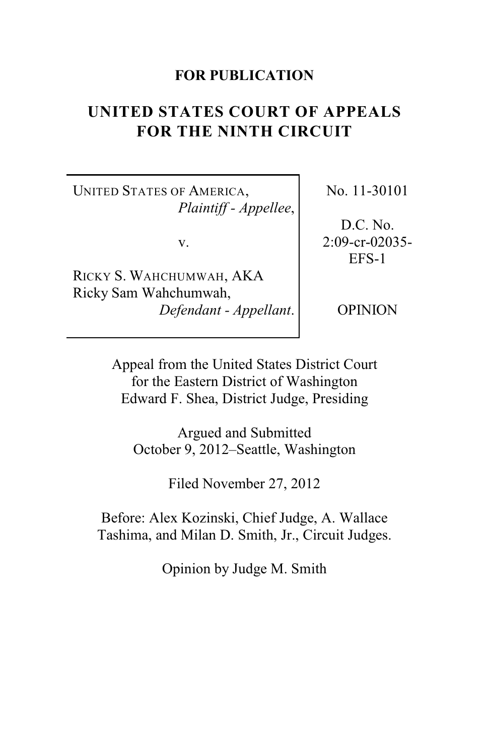**FOR PUBLICATION**

# UNITED STATES COURT OF APPEALS FOR THE NINTH CIRCUIT

| | |
|---|---|
| UNITED STATES OF AMERICA, *Plaintiff - Appellee*, v. RICKY S. WAHCHUMWAH, AKA Ricky Sam Wahchumwah, *Defendant - Appellant*. | No. 11-30101 D.C. No. 2:09-cr-02035-EFS-1 OPINION |

Appeal from the United States District Court for the Eastern District of Washington
Edward F. Shea, District Judge, Presiding

Argued and Submitted
October 9, 2012–Seattle, Washington

Filed November 27, 2012

Before: Alex Kozinski, Chief Judge, A. Wallace Tashima, and Milan D. Smith, Jr., Circuit Judges.

Opinion by Judge M. Smith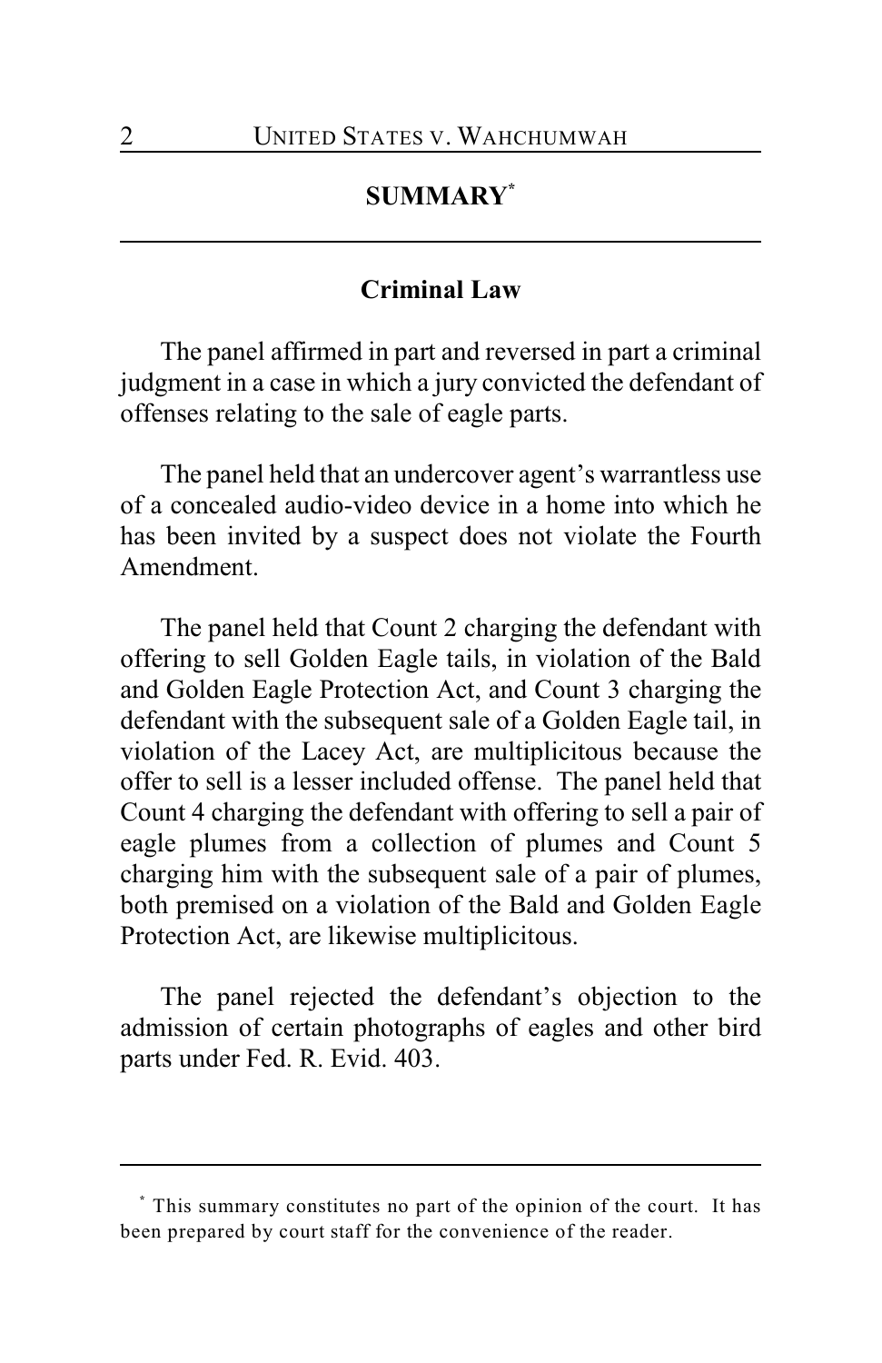## SUMMARY*

### Criminal Law

The panel affirmed in part and reversed in part a criminal judgment in a case in which a jury convicted the defendant of offenses relating to the sale of eagle parts.

The panel held that an undercover agent's warrantless use of a concealed audio-video device in a home into which he has been invited by a suspect does not violate the Fourth Amendment.

The panel held that Count 2 charging the defendant with offering to sell Golden Eagle tails, in violation of the Bald and Golden Eagle Protection Act, and Count 3 charging the defendant with the subsequent sale of a Golden Eagle tail, in violation of the Lacey Act, are multiplicitous because the offer to sell is a lesser included offense. The panel held that Count 4 charging the defendant with offering to sell a pair of eagle plumes from a collection of plumes and Count 5 charging him with the subsequent sale of a pair of plumes, both premised on a violation of the Bald and Golden Eagle Protection Act, are likewise multiplicitous.

The panel rejected the defendant's objection to the admission of certain photographs of eagles and other bird parts under Fed. R. Evid. 403.

---

* This summary constitutes no part of the opinion of the court. It has been prepared by court staff for the convenience of the reader.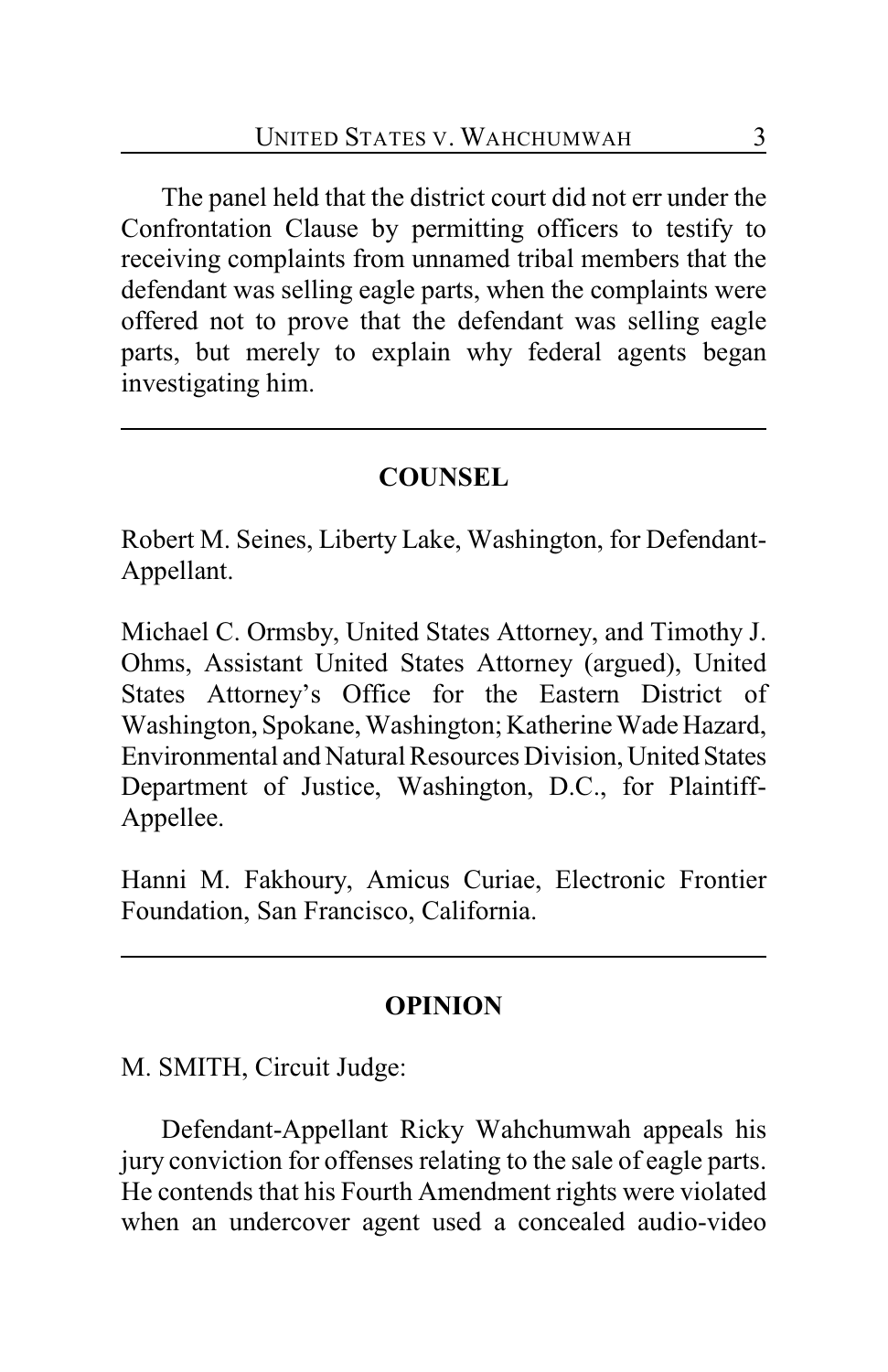The panel held that the district court did not err under the Confrontation Clause by permitting officers to testify to receiving complaints from unnamed tribal members that the defendant was selling eagle parts, when the complaints were offered not to prove that the defendant was selling eagle parts, but merely to explain why federal agents began investigating him.

---

## COUNSEL

Robert M. Seines, Liberty Lake, Washington, for Defendant-Appellant.

Michael C. Ormsby, United States Attorney, and Timothy J. Ohms, Assistant United States Attorney (argued), United States Attorney's Office for the Eastern District of Washington, Spokane, Washington; Katherine Wade Hazard, Environmental and Natural Resources Division, United States Department of Justice, Washington, D.C., for Plaintiff-Appellee.

Hanni M. Fakhoury, Amicus Curiae, Electronic Frontier Foundation, San Francisco, California.

---

## OPINION

M. SMITH, Circuit Judge:

Defendant-Appellant Ricky Wahchumwah appeals his jury conviction for offenses relating to the sale of eagle parts. He contends that his Fourth Amendment rights were violated when an undercover agent used a concealed audio-video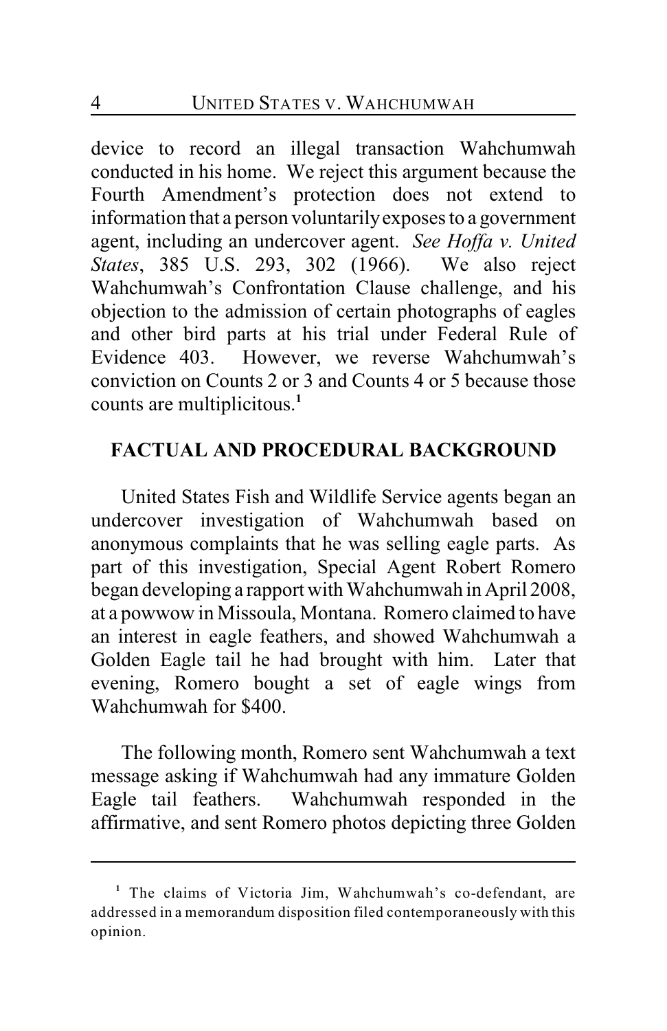device to record an illegal transaction Wahchumwah conducted in his home. We reject this argument because the Fourth Amendment's protection does not extend to information that a person voluntarily exposes to a government agent, including an undercover agent. *See Hoffa v. United States*, 385 U.S. 293, 302 (1966). We also reject Wahchumwah's Confrontation Clause challenge, and his objection to the admission of certain photographs of eagles and other bird parts at his trial under Federal Rule of Evidence 403. However, we reverse Wahchumwah's conviction on Counts 2 or 3 and Counts 4 or 5 because those counts are multiplicitous.[1]

## FACTUAL AND PROCEDURAL BACKGROUND

United States Fish and Wildlife Service agents began an undercover investigation of Wahchumwah based on anonymous complaints that he was selling eagle parts. As part of this investigation, Special Agent Robert Romero began developing a rapport with Wahchumwah in April 2008, at a powwow in Missoula, Montana. Romero claimed to have an interest in eagle feathers, and showed Wahchumwah a Golden Eagle tail he had brought with him. Later that evening, Romero bought a set of eagle wings from Wahchumwah for $400.

The following month, Romero sent Wahchumwah a text message asking if Wahchumwah had any immature Golden Eagle tail feathers. Wahchumwah responded in the affirmative, and sent Romero photos depicting three Golden

[1] The claims of Victoria Jim, Wahchumwah's co-defendant, are addressed in a memorandum disposition filed contemporaneously with this opinion.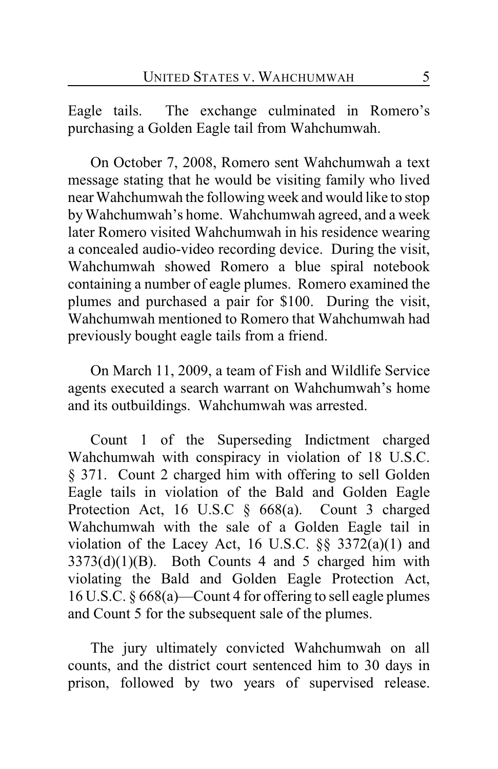Eagle tails. The exchange culminated in Romero's purchasing a Golden Eagle tail from Wahchumwah.

On October 7, 2008, Romero sent Wahchumwah a text message stating that he would be visiting family who lived near Wahchumwah the following week and would like to stop by Wahchumwah's home. Wahchumwah agreed, and a week later Romero visited Wahchumwah in his residence wearing a concealed audio-video recording device. During the visit, Wahchumwah showed Romero a blue spiral notebook containing a number of eagle plumes. Romero examined the plumes and purchased a pair for $100. During the visit, Wahchumwah mentioned to Romero that Wahchumwah had previously bought eagle tails from a friend.

On March 11, 2009, a team of Fish and Wildlife Service agents executed a search warrant on Wahchumwah's home and its outbuildings. Wahchumwah was arrested.

Count 1 of the Superseding Indictment charged Wahchumwah with conspiracy in violation of 18 U.S.C. § 371. Count 2 charged him with offering to sell Golden Eagle tails in violation of the Bald and Golden Eagle Protection Act, 16 U.S.C § 668(a). Count 3 charged Wahchumwah with the sale of a Golden Eagle tail in violation of the Lacey Act, 16 U.S.C. §§ 3372(a)(1) and 3373(d)(1)(B). Both Counts 4 and 5 charged him with violating the Bald and Golden Eagle Protection Act, 16 U.S.C. § 668(a)—Count 4 for offering to sell eagle plumes and Count 5 for the subsequent sale of the plumes.

The jury ultimately convicted Wahchumwah on all counts, and the district court sentenced him to 30 days in prison, followed by two years of supervised release.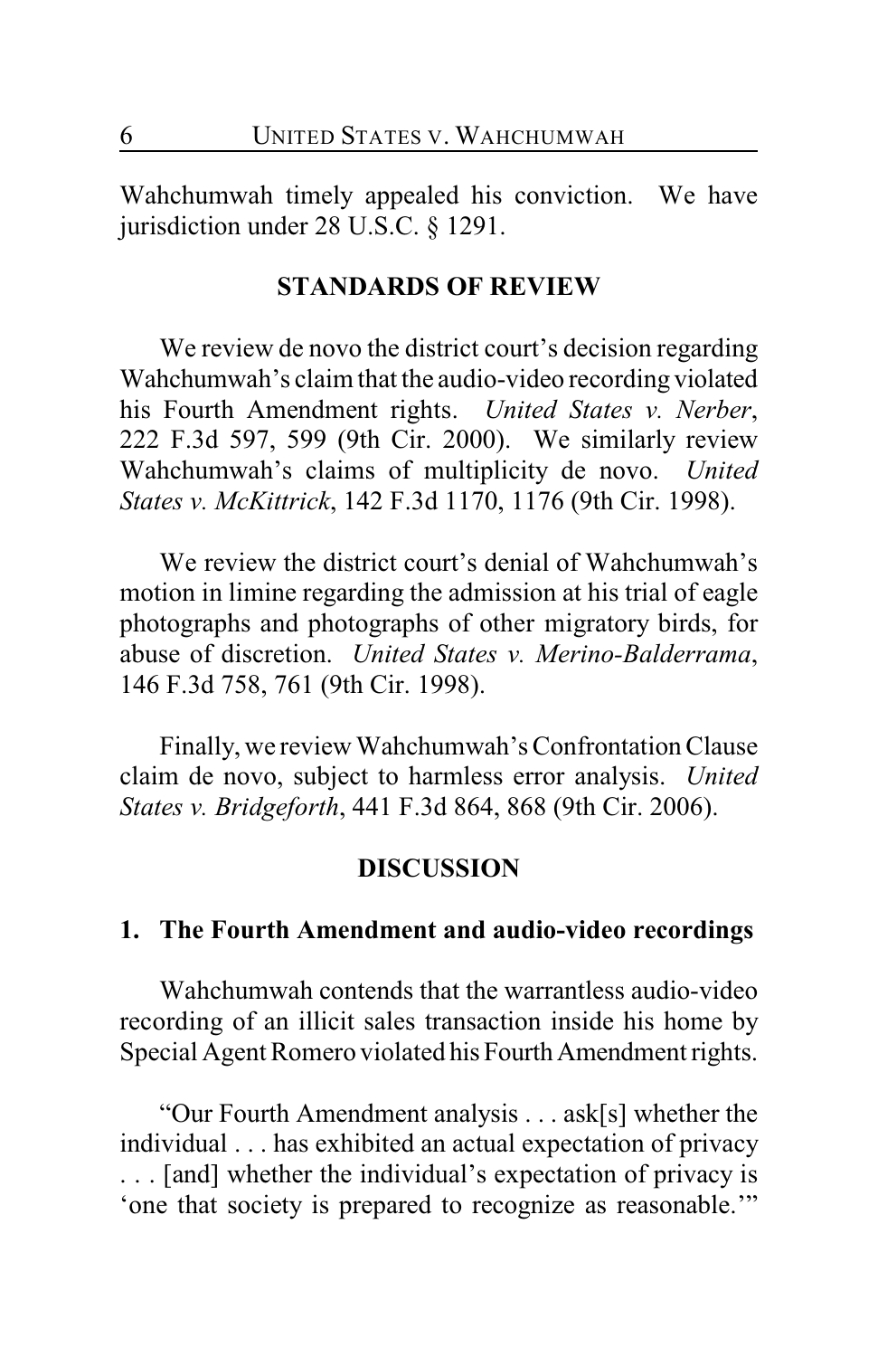Wahchumwah timely appealed his conviction. We have jurisdiction under 28 U.S.C. § 1291.

## STANDARDS OF REVIEW

We review de novo the district court's decision regarding Wahchumwah's claim that the audio-video recording violated his Fourth Amendment rights. *United States v. Nerber*, 222 F.3d 597, 599 (9th Cir. 2000). We similarly review Wahchumwah's claims of multiplicity de novo. *United States v. McKittrick*, 142 F.3d 1170, 1176 (9th Cir. 1998).

We review the district court's denial of Wahchumwah's motion in limine regarding the admission at his trial of eagle photographs and photographs of other migratory birds, for abuse of discretion. *United States v. Merino-Balderrama*, 146 F.3d 758, 761 (9th Cir. 1998).

Finally, we review Wahchumwah's Confrontation Clause claim de novo, subject to harmless error analysis. *United States v. Bridgeforth*, 441 F.3d 864, 868 (9th Cir. 2006).

## DISCUSSION

### 1. The Fourth Amendment and audio-video recordings

Wahchumwah contends that the warrantless audio-video recording of an illicit sales transaction inside his home by Special Agent Romero violated his Fourth Amendment rights.

"Our Fourth Amendment analysis . . . ask[s] whether the individual . . . has exhibited an actual expectation of privacy . . . [and] whether the individual's expectation of privacy is 'one that society is prepared to recognize as reasonable.'"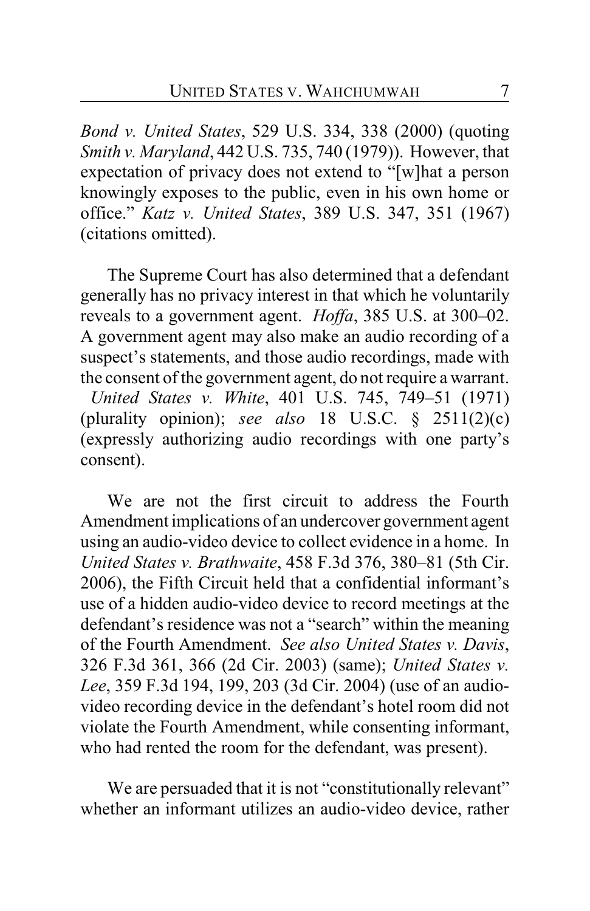*Bond v. United States*, 529 U.S. 334, 338 (2000) (quoting *Smith v. Maryland*, 442 U.S. 735, 740 (1979)). However, that expectation of privacy does not extend to "[w]hat a person knowingly exposes to the public, even in his own home or office." *Katz v. United States*, 389 U.S. 347, 351 (1967) (citations omitted).

The Supreme Court has also determined that a defendant generally has no privacy interest in that which he voluntarily reveals to a government agent. *Hoffa*, 385 U.S. at 300–02. A government agent may also make an audio recording of a suspect's statements, and those audio recordings, made with the consent of the government agent, do not require a warrant. *United States v. White*, 401 U.S. 745, 749–51 (1971) (plurality opinion); *see also* 18 U.S.C. § 2511(2)(c) (expressly authorizing audio recordings with one party's consent).

We are not the first circuit to address the Fourth Amendment implications of an undercover government agent using an audio-video device to collect evidence in a home. In *United States v. Brathwaite*, 458 F.3d 376, 380–81 (5th Cir. 2006), the Fifth Circuit held that a confidential informant's use of a hidden audio-video device to record meetings at the defendant's residence was not a "search" within the meaning of the Fourth Amendment. *See also United States v. Davis*, 326 F.3d 361, 366 (2d Cir. 2003) (same); *United States v. Lee*, 359 F.3d 194, 199, 203 (3d Cir. 2004) (use of an audio-video recording device in the defendant's hotel room did not violate the Fourth Amendment, while consenting informant, who had rented the room for the defendant, was present).

We are persuaded that it is not "constitutionally relevant" whether an informant utilizes an audio-video device, rather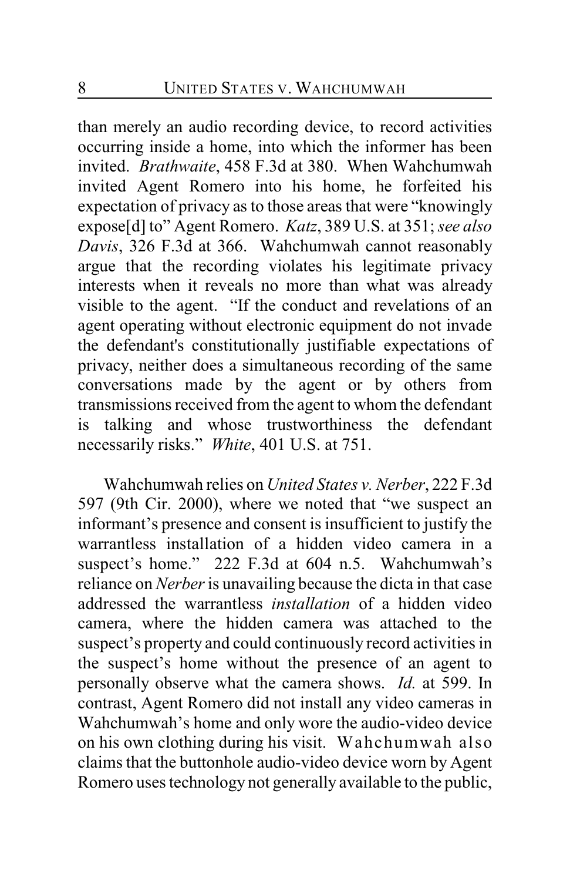than merely an audio recording device, to record activities occurring inside a home, into which the informer has been invited. *Brathwaite*, 458 F.3d at 380. When Wahchumwah invited Agent Romero into his home, he forfeited his expectation of privacy as to those areas that were "knowingly expose[d] to" Agent Romero. *Katz*, 389 U.S. at 351; *see also Davis*, 326 F.3d at 366. Wahchumwah cannot reasonably argue that the recording violates his legitimate privacy interests when it reveals no more than what was already visible to the agent. "If the conduct and revelations of an agent operating without electronic equipment do not invade the defendant's constitutionally justifiable expectations of privacy, neither does a simultaneous recording of the same conversations made by the agent or by others from transmissions received from the agent to whom the defendant is talking and whose trustworthiness the defendant necessarily risks." *White*, 401 U.S. at 751.

Wahchumwah relies on *United States v. Nerber*, 222 F.3d 597 (9th Cir. 2000), where we noted that "we suspect an informant's presence and consent is insufficient to justify the warrantless installation of a hidden video camera in a suspect's home." 222 F.3d at 604 n.5. Wahchumwah's reliance on *Nerber* is unavailing because the dicta in that case addressed the warrantless *installation* of a hidden video camera, where the hidden camera was attached to the suspect's property and could continuously record activities in the suspect's home without the presence of an agent to personally observe what the camera shows. *Id.* at 599. In contrast, Agent Romero did not install any video cameras in Wahchumwah's home and only wore the audio-video device on his own clothing during his visit. Wahchumwah also claims that the buttonhole audio-video device worn by Agent Romero uses technology not generally available to the public,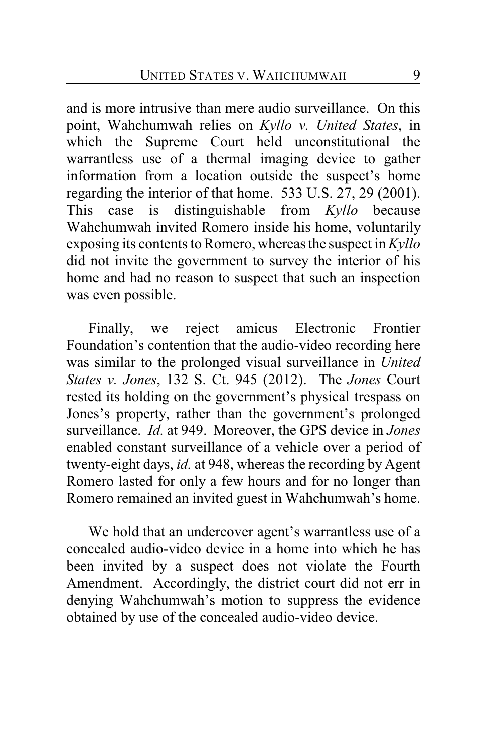and is more intrusive than mere audio surveillance. On this point, Wahchumwah relies on *Kyllo v. United States*, in which the Supreme Court held unconstitutional the warrantless use of a thermal imaging device to gather information from a location outside the suspect's home regarding the interior of that home. 533 U.S. 27, 29 (2001). This case is distinguishable from *Kyllo* because Wahchumwah invited Romero inside his home, voluntarily exposing its contents to Romero, whereas the suspect in *Kyllo* did not invite the government to survey the interior of his home and had no reason to suspect that such an inspection was even possible.

Finally, we reject amicus Electronic Frontier Foundation's contention that the audio-video recording here was similar to the prolonged visual surveillance in *United States v. Jones*, 132 S. Ct. 945 (2012). The *Jones* Court rested its holding on the government's physical trespass on Jones's property, rather than the government's prolonged surveillance. *Id.* at 949. Moreover, the GPS device in *Jones* enabled constant surveillance of a vehicle over a period of twenty-eight days, *id.* at 948, whereas the recording by Agent Romero lasted for only a few hours and for no longer than Romero remained an invited guest in Wahchumwah's home.

We hold that an undercover agent's warrantless use of a concealed audio-video device in a home into which he has been invited by a suspect does not violate the Fourth Amendment. Accordingly, the district court did not err in denying Wahchumwah's motion to suppress the evidence obtained by use of the concealed audio-video device.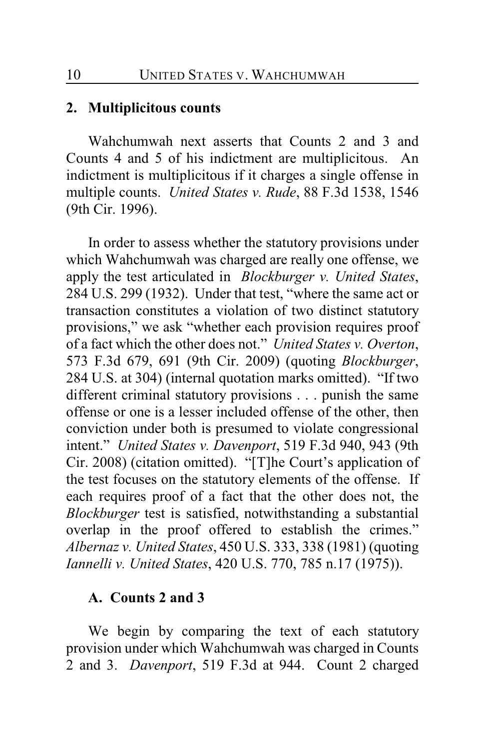### 2. Multiplicitous counts

Wahchumwah next asserts that Counts 2 and 3 and Counts 4 and 5 of his indictment are multiplicitous. An indictment is multiplicitous if it charges a single offense in multiple counts. *United States v. Rude*, 88 F.3d 1538, 1546 (9th Cir. 1996).

In order to assess whether the statutory provisions under which Wahchumwah was charged are really one offense, we apply the test articulated in *Blockburger v. United States*, 284 U.S. 299 (1932). Under that test, "where the same act or transaction constitutes a violation of two distinct statutory provisions," we ask "whether each provision requires proof of a fact which the other does not." *United States v. Overton*, 573 F.3d 679, 691 (9th Cir. 2009) (quoting *Blockburger*, 284 U.S. at 304) (internal quotation marks omitted). "If two different criminal statutory provisions . . . punish the same offense or one is a lesser included offense of the other, then conviction under both is presumed to violate congressional intent." *United States v. Davenport*, 519 F.3d 940, 943 (9th Cir. 2008) (citation omitted). "[T]he Court's application of the test focuses on the statutory elements of the offense. If each requires proof of a fact that the other does not, the *Blockburger* test is satisfied, notwithstanding a substantial overlap in the proof offered to establish the crimes." *Albernaz v. United States*, 450 U.S. 333, 338 (1981) (quoting *Iannelli v. United States*, 420 U.S. 770, 785 n.17 (1975)).

#### A. Counts 2 and 3

We begin by comparing the text of each statutory provision under which Wahchumwah was charged in Counts 2 and 3. *Davenport*, 519 F.3d at 944. Count 2 charged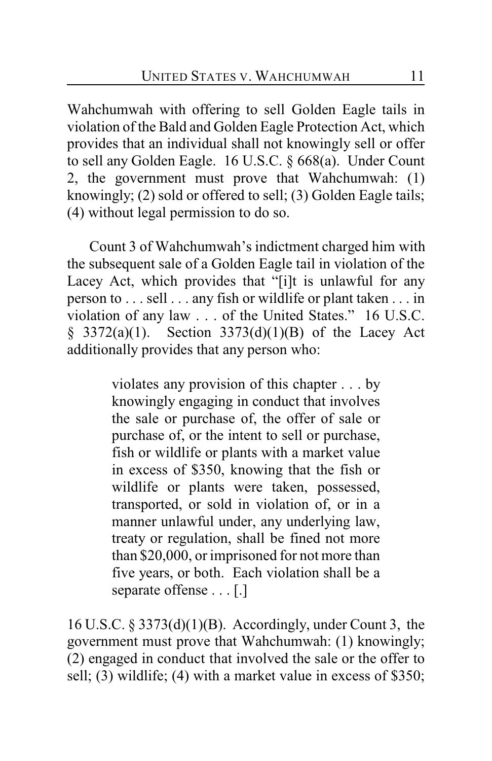Wahchumwah with offering to sell Golden Eagle tails in violation of the Bald and Golden Eagle Protection Act, which provides that an individual shall not knowingly sell or offer to sell any Golden Eagle. 16 U.S.C. § 668(a). Under Count 2, the government must prove that Wahchumwah: (1) knowingly; (2) sold or offered to sell; (3) Golden Eagle tails; (4) without legal permission to do so.

Count 3 of Wahchumwah's indictment charged him with the subsequent sale of a Golden Eagle tail in violation of the Lacey Act, which provides that "[i]t is unlawful for any person to . . . sell . . . any fish or wildlife or plant taken . . . in violation of any law . . . of the United States." 16 U.S.C. § 3372(a)(1). Section 3373(d)(1)(B) of the Lacey Act additionally provides that any person who:

> violates any provision of this chapter . . . by knowingly engaging in conduct that involves the sale or purchase of, the offer of sale or purchase of, or the intent to sell or purchase, fish or wildlife or plants with a market value in excess of $350, knowing that the fish or wildlife or plants were taken, possessed, transported, or sold in violation of, or in a manner unlawful under, any underlying law, treaty or regulation, shall be fined not more than $20,000, or imprisoned for not more than five years, or both. Each violation shall be a separate offense . . . [.]

16 U.S.C. § 3373(d)(1)(B). Accordingly, under Count 3, the government must prove that Wahchumwah: (1) knowingly; (2) engaged in conduct that involved the sale or the offer to sell; (3) wildlife; (4) with a market value in excess of $350;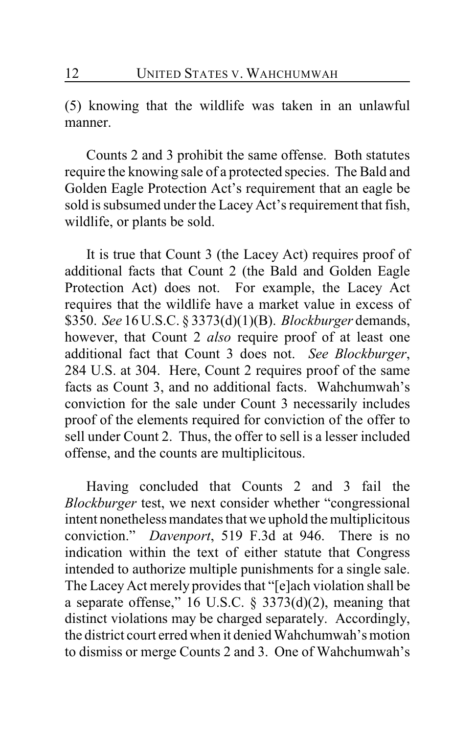(5) knowing that the wildlife was taken in an unlawful manner.

Counts 2 and 3 prohibit the same offense. Both statutes require the knowing sale of a protected species. The Bald and Golden Eagle Protection Act's requirement that an eagle be sold is subsumed under the Lacey Act's requirement that fish, wildlife, or plants be sold.

It is true that Count 3 (the Lacey Act) requires proof of additional facts that Count 2 (the Bald and Golden Eagle Protection Act) does not. For example, the Lacey Act requires that the wildlife have a market value in excess of $350. *See* 16 U.S.C. § 3373(d)(1)(B). *Blockburger* demands, however, that Count 2 *also* require proof of at least one additional fact that Count 3 does not. *See Blockburger*, 284 U.S. at 304. Here, Count 2 requires proof of the same facts as Count 3, and no additional facts. Wahchumwah's conviction for the sale under Count 3 necessarily includes proof of the elements required for conviction of the offer to sell under Count 2. Thus, the offer to sell is a lesser included offense, and the counts are multiplicitous.

Having concluded that Counts 2 and 3 fail the *Blockburger* test, we next consider whether "congressional intent nonetheless mandates that we uphold the multiplicitous conviction." *Davenport*, 519 F.3d at 946. There is no indication within the text of either statute that Congress intended to authorize multiple punishments for a single sale. The Lacey Act merely provides that "[e]ach violation shall be a separate offense," 16 U.S.C. § 3373(d)(2), meaning that distinct violations may be charged separately. Accordingly, the district court erred when it denied Wahchumwah's motion to dismiss or merge Counts 2 and 3. One of Wahchumwah's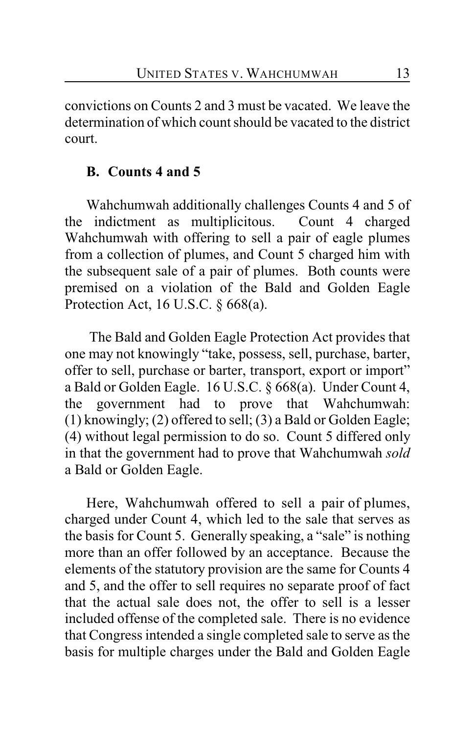convictions on Counts 2 and 3 must be vacated. We leave the determination of which count should be vacated to the district court.

### B. Counts 4 and 5

Wahchumwah additionally challenges Counts 4 and 5 of the indictment as multiplicitous. Count 4 charged Wahchumwah with offering to sell a pair of eagle plumes from a collection of plumes, and Count 5 charged him with the subsequent sale of a pair of plumes. Both counts were premised on a violation of the Bald and Golden Eagle Protection Act, 16 U.S.C. § 668(a).

The Bald and Golden Eagle Protection Act provides that one may not knowingly "take, possess, sell, purchase, barter, offer to sell, purchase or barter, transport, export or import" a Bald or Golden Eagle. 16 U.S.C. § 668(a). Under Count 4, the government had to prove that Wahchumwah: (1) knowingly; (2) offered to sell; (3) a Bald or Golden Eagle; (4) without legal permission to do so. Count 5 differed only in that the government had to prove that Wahchumwah *sold* a Bald or Golden Eagle.

Here, Wahchumwah offered to sell a pair of plumes, charged under Count 4, which led to the sale that serves as the basis for Count 5. Generally speaking, a "sale" is nothing more than an offer followed by an acceptance. Because the elements of the statutory provision are the same for Counts 4 and 5, and the offer to sell requires no separate proof of fact that the actual sale does not, the offer to sell is a lesser included offense of the completed sale. There is no evidence that Congress intended a single completed sale to serve as the basis for multiple charges under the Bald and Golden Eagle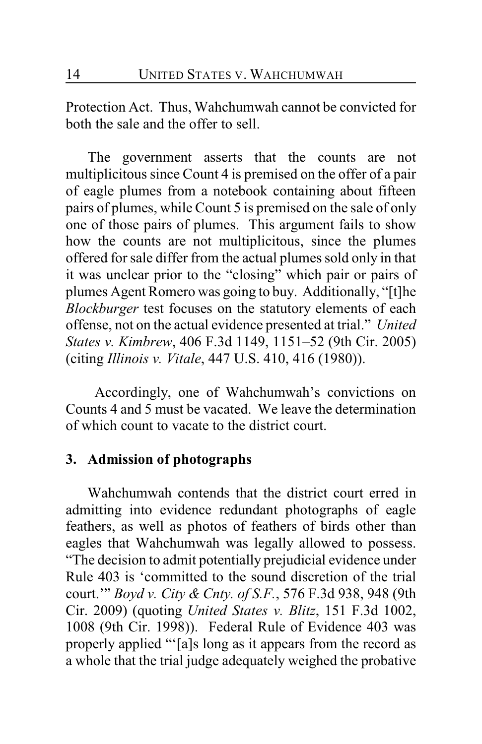Protection Act. Thus, Wahchumwah cannot be convicted for both the sale and the offer to sell.

The government asserts that the counts are not multiplicitous since Count 4 is premised on the offer of a pair of eagle plumes from a notebook containing about fifteen pairs of plumes, while Count 5 is premised on the sale of only one of those pairs of plumes. This argument fails to show how the counts are not multiplicitous, since the plumes offered for sale differ from the actual plumes sold only in that it was unclear prior to the "closing" which pair or pairs of plumes Agent Romero was going to buy. Additionally, "[t]he *Blockburger* test focuses on the statutory elements of each offense, not on the actual evidence presented at trial." *United States v. Kimbrew*, 406 F.3d 1149, 1151–52 (9th Cir. 2005) (citing *Illinois v. Vitale*, 447 U.S. 410, 416 (1980)).

Accordingly, one of Wahchumwah's convictions on Counts 4 and 5 must be vacated. We leave the determination of which count to vacate to the district court.

### 3. Admission of photographs

Wahchumwah contends that the district court erred in admitting into evidence redundant photographs of eagle feathers, as well as photos of feathers of birds other than eagles that Wahchumwah was legally allowed to possess. "The decision to admit potentially prejudicial evidence under Rule 403 is 'committed to the sound discretion of the trial court.'" *Boyd v. City & Cnty. of S.F.*, 576 F.3d 938, 948 (9th Cir. 2009) (quoting *United States v. Blitz*, 151 F.3d 1002, 1008 (9th Cir. 1998)). Federal Rule of Evidence 403 was properly applied "'[a]s long as it appears from the record as a whole that the trial judge adequately weighed the probative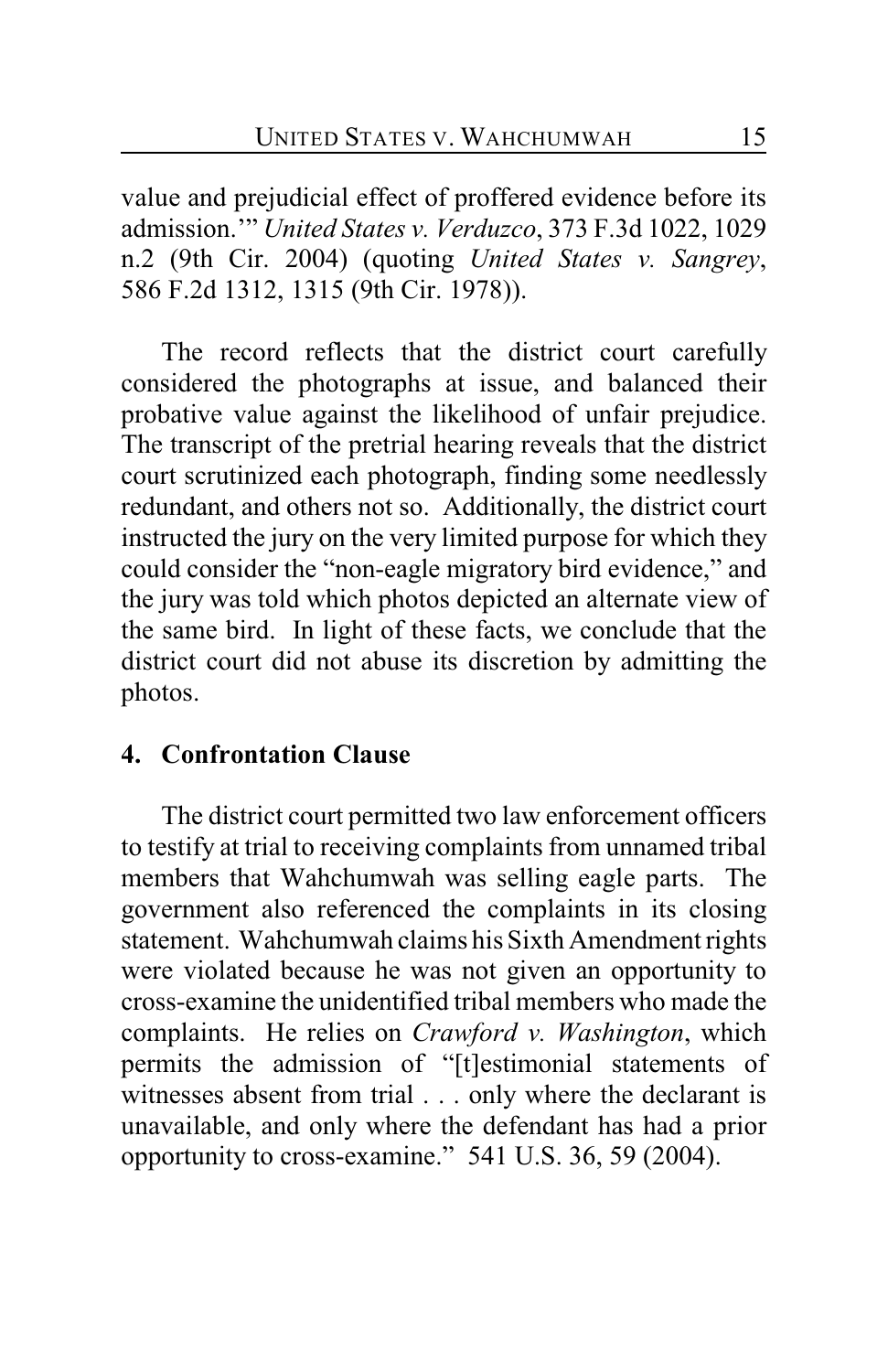value and prejudicial effect of proffered evidence before its admission.'" *United States v. Verduzco*, 373 F.3d 1022, 1029 n.2 (9th Cir. 2004) (quoting *United States v. Sangrey*, 586 F.2d 1312, 1315 (9th Cir. 1978)).

The record reflects that the district court carefully considered the photographs at issue, and balanced their probative value against the likelihood of unfair prejudice. The transcript of the pretrial hearing reveals that the district court scrutinized each photograph, finding some needlessly redundant, and others not so. Additionally, the district court instructed the jury on the very limited purpose for which they could consider the "non-eagle migratory bird evidence," and the jury was told which photos depicted an alternate view of the same bird. In light of these facts, we conclude that the district court did not abuse its discretion by admitting the photos.

## 4. Confrontation Clause

The district court permitted two law enforcement officers to testify at trial to receiving complaints from unnamed tribal members that Wahchumwah was selling eagle parts. The government also referenced the complaints in its closing statement. Wahchumwah claims his Sixth Amendment rights were violated because he was not given an opportunity to cross-examine the unidentified tribal members who made the complaints. He relies on *Crawford v. Washington*, which permits the admission of "[t]estimonial statements of witnesses absent from trial . . . only where the declarant is unavailable, and only where the defendant has had a prior opportunity to cross-examine." 541 U.S. 36, 59 (2004).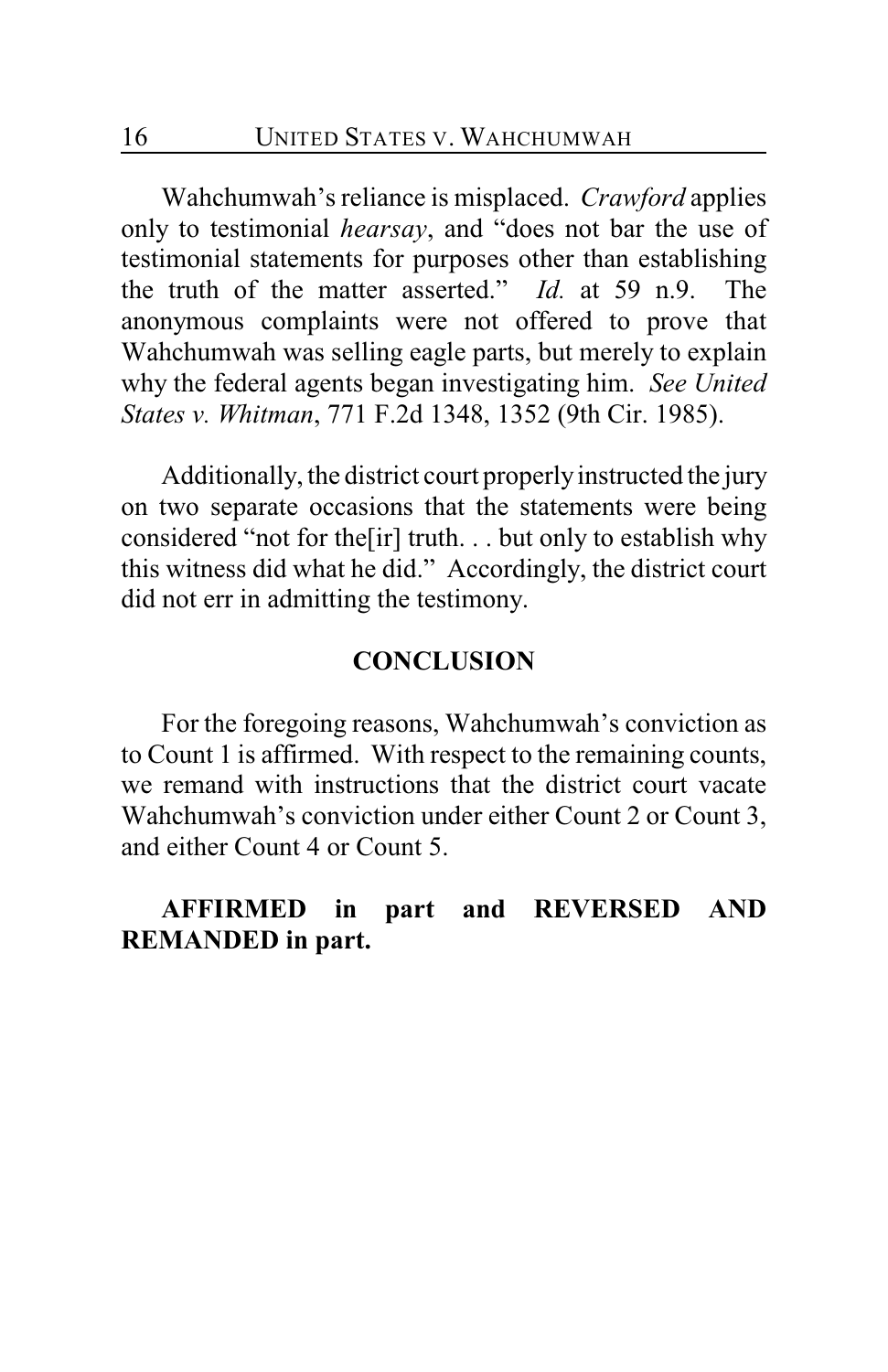Wahchumwah's reliance is misplaced. *Crawford* applies only to testimonial *hearsay*, and "does not bar the use of testimonial statements for purposes other than establishing the truth of the matter asserted." *Id.* at 59 n.9. The anonymous complaints were not offered to prove that Wahchumwah was selling eagle parts, but merely to explain why the federal agents began investigating him. *See United States v. Whitman*, 771 F.2d 1348, 1352 (9th Cir. 1985).

Additionally, the district court properly instructed the jury on two separate occasions that the statements were being considered "not for the[ir] truth. . . but only to establish why this witness did what he did." Accordingly, the district court did not err in admitting the testimony.

## CONCLUSION

For the foregoing reasons, Wahchumwah's conviction as to Count 1 is affirmed. With respect to the remaining counts, we remand with instructions that the district court vacate Wahchumwah's conviction under either Count 2 or Count 3, and either Count 4 or Count 5.

**AFFIRMED in part and REVERSED AND REMANDED in part.**